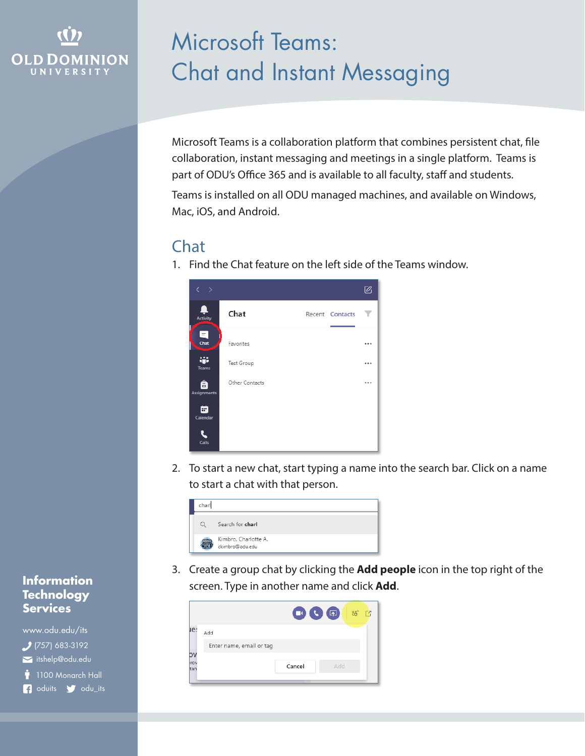# Microsoft Teams: Chat and Instant Messaging

Microsoft Teams is a collaboration platform that combines persistent chat, file collaboration, instant messaging and meetings in a single platform. Teams is part of ODU's Office 365 and is available to all faculty, staff and students.

Teams is installed on all ODU managed machines, and available on Windows, Mac, iOS, and Android.

## Chat

1. Find the Chat feature on the left side of the Teams window.

2. To start a new chat, start typing a name into the search bar. Click on a name to start a chat with that person.

3. Create a group chat by clicking the **Add people** icon in the top right of the screen. Type in another name and click **Add**.

**Information Technology Services**

www.odu.edu/its
(757) 683-3192
itshelp@odu.edu
1100 Monarch Hall
oduits odu_its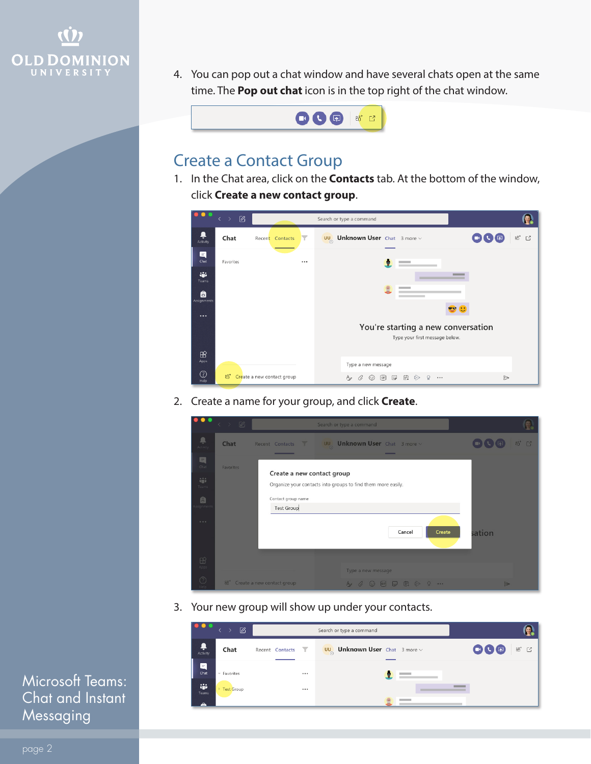4. You can pop out a chat window and have several chats open at the same time. The **Pop out chat** icon is in the top right of the chat window.

## Create a Contact Group

1. In the Chat area, click on the **Contacts** tab. At the bottom of the window, click **Create a new contact group**.

2. Create a name for your group, and click **Create**.

3. Your new group will show up under your contacts.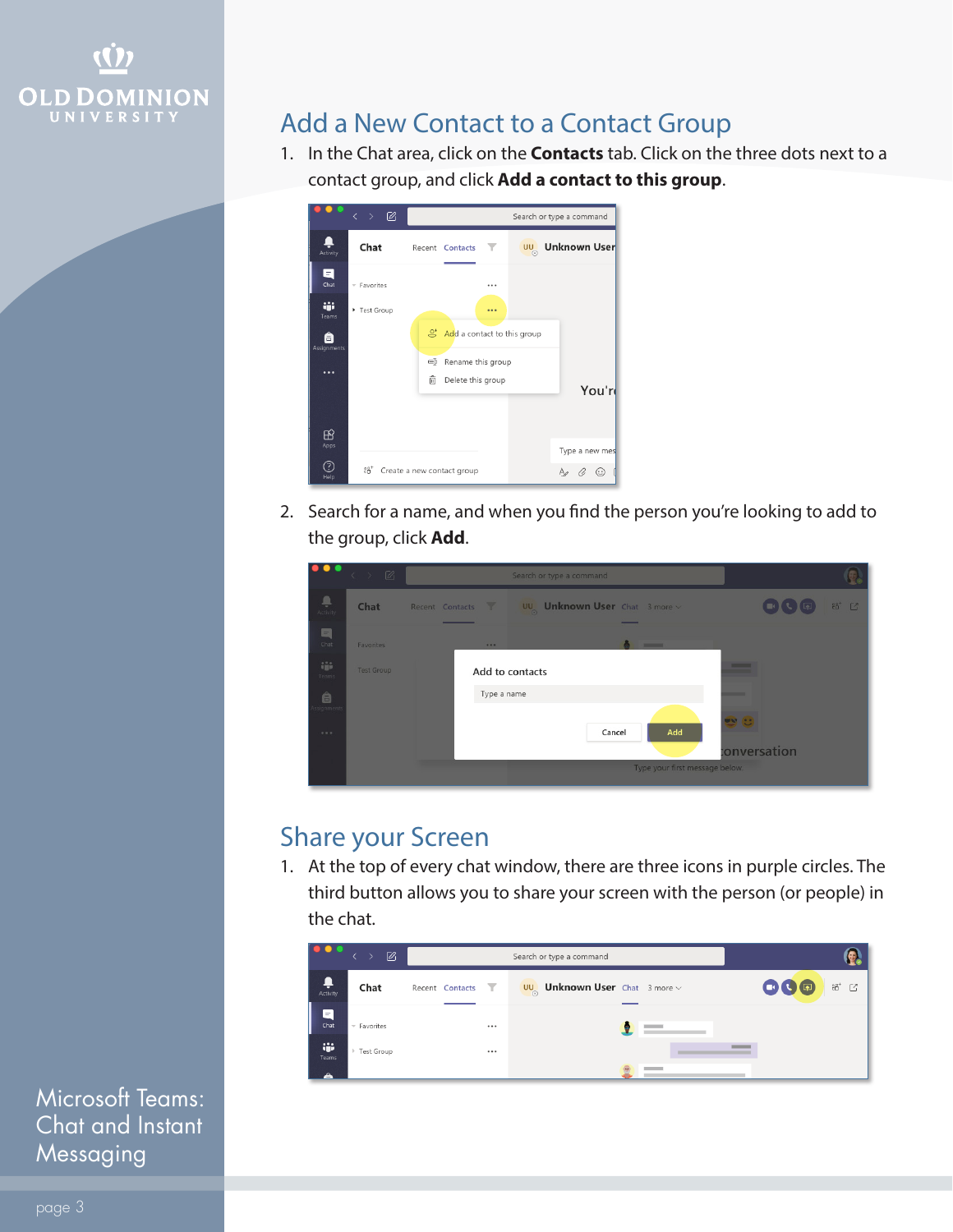## Add a New Contact to a Contact Group

1. In the Chat area, click on the **Contacts** tab. Click on the three dots next to a contact group, and click **Add a contact to this group**.

2. Search for a name, and when you find the person you're looking to add to the group, click **Add**.

## Share your Screen

1. At the top of every chat window, there are three icons in purple circles. The third button allows you to share your screen with the person (or people) in the chat.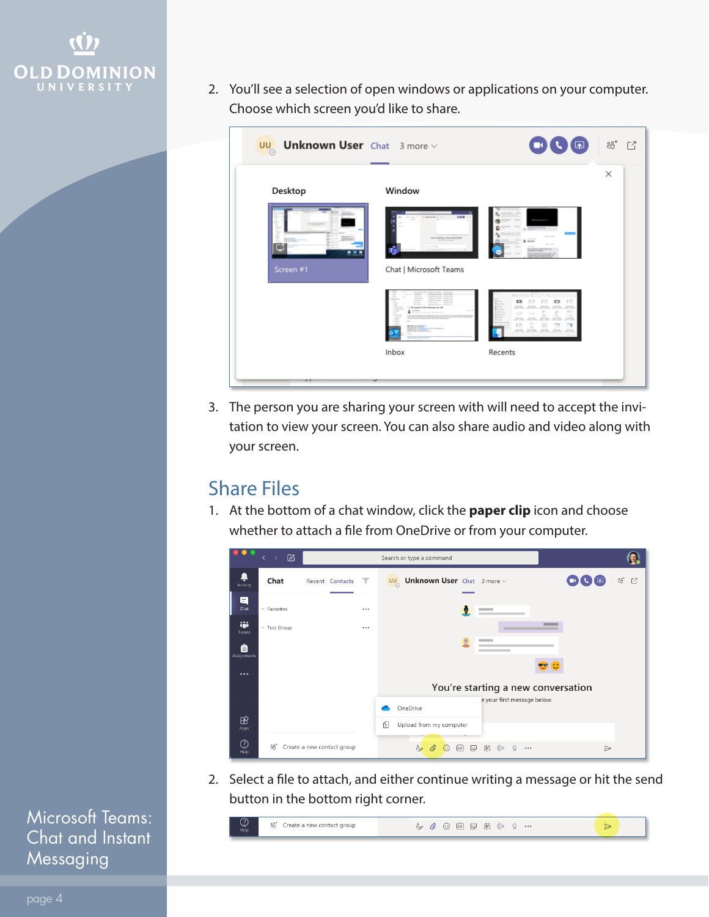2. You'll see a selection of open windows or applications on your computer. Choose which screen you'd like to share.

3. The person you are sharing your screen with will need to accept the invitation to view your screen. You can also share audio and video along with your screen.

## Share Files

1. At the bottom of a chat window, click the **paper clip** icon and choose whether to attach a file from OneDrive or from your computer.

2. Select a file to attach, and either continue writing a message or hit the send button in the bottom right corner.